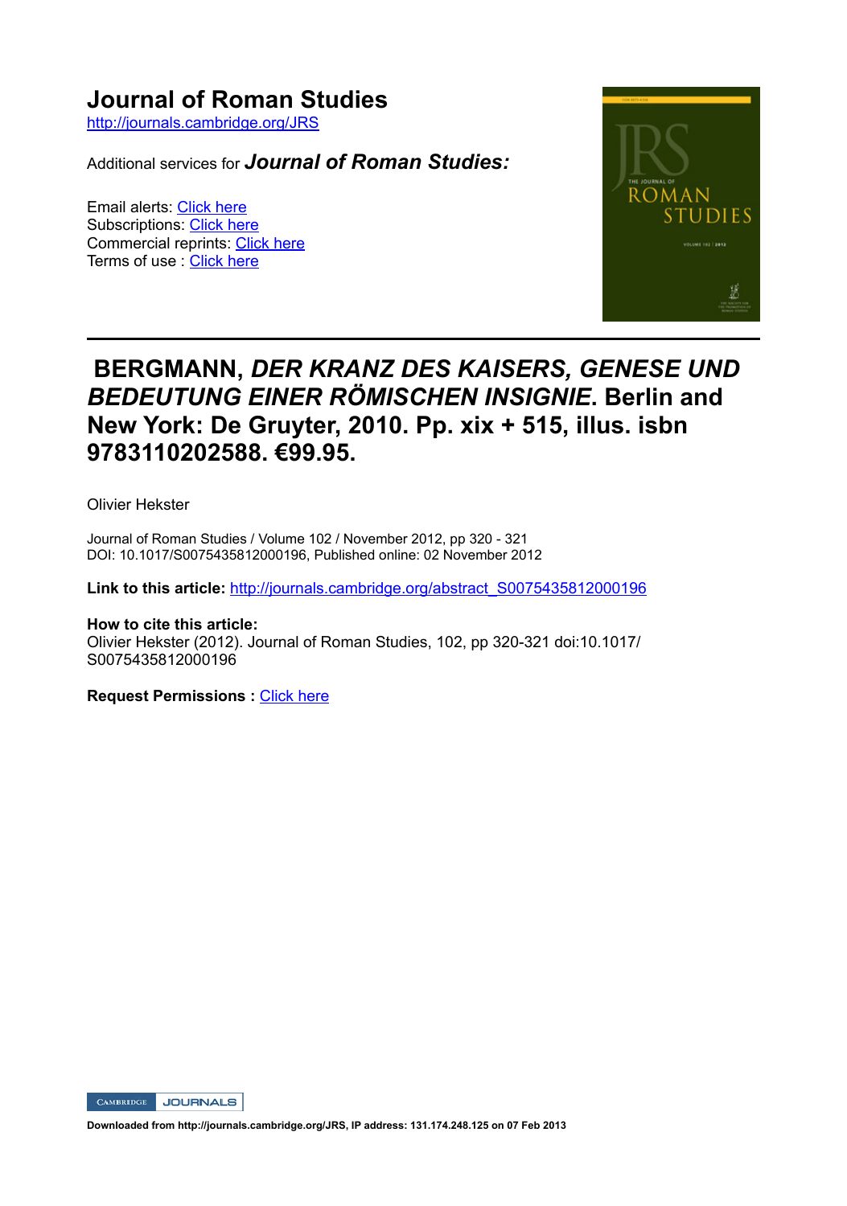# Journal of Roman Studies

http://journals.cambridge.org/JRS

Additional services for ***Journal of Roman Studies:***

Email alerts: Click here
Subscriptions: Click here
Commercial reprints: Click here
Terms of use : Click here

## BERGMANN, *DER KRANZ DES KAISERS, GENESE UND BEDEUTUNG EINER RÖMISCHEN INSIGNIE*. Berlin and New York: De Gruyter, 2010. Pp. xix + 515, illus. isbn 9783110202588. €99.95.

Olivier Hekster

Journal of Roman Studies / Volume 102 / November 2012, pp 320 - 321
DOI: 10.1017/S0075435812000196, Published online: 02 November 2012

**Link to this article:** http://journals.cambridge.org/abstract_S0075435812000196

**How to cite this article:**
Olivier Hekster (2012). Journal of Roman Studies, 102, pp 320-321 doi:10.1017/S0075435812000196

**Request Permissions :** Click here

**Downloaded from http://journals.cambridge.org/JRS, IP address: 131.174.248.125 on 07 Feb 2013**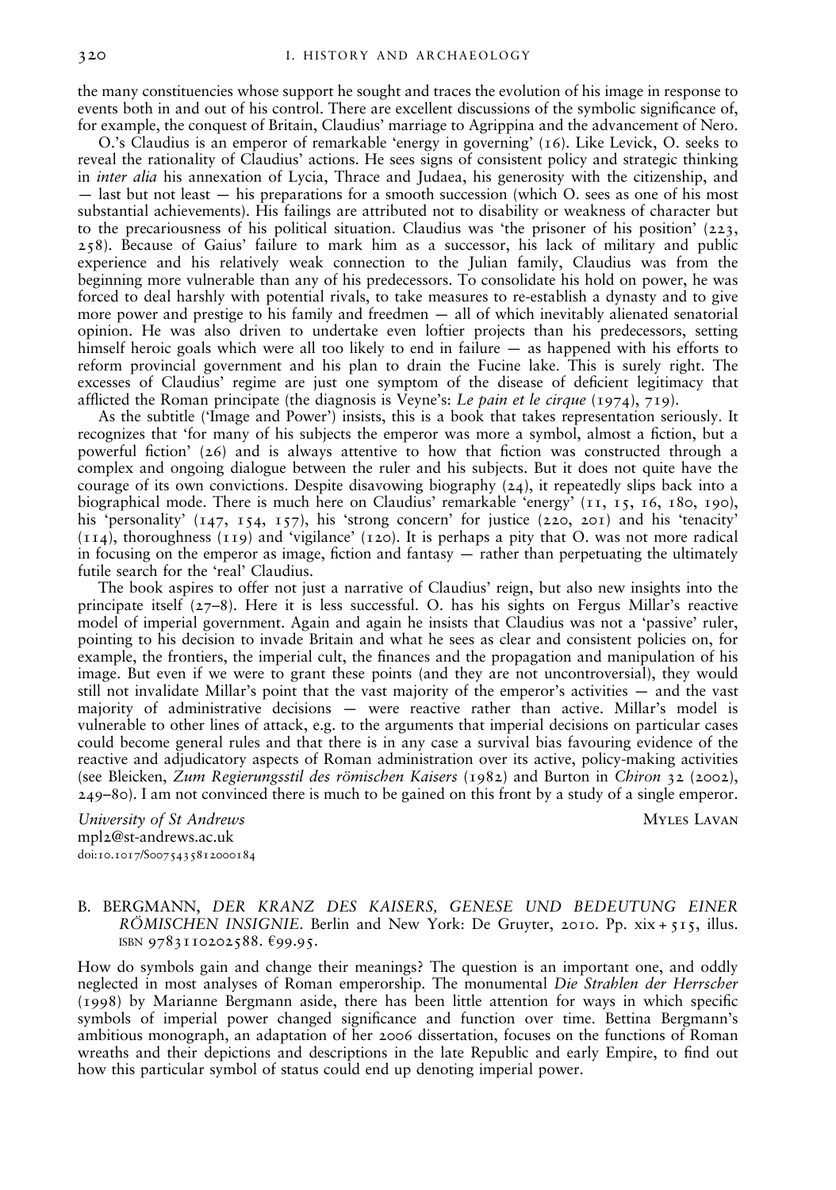the many constituencies whose support he sought and traces the evolution of his image in response to events both in and out of his control. There are excellent discussions of the symbolic significance of, for example, the conquest of Britain, Claudius' marriage to Agrippina and the advancement of Nero.

O.'s Claudius is an emperor of remarkable 'energy in governing' (16). Like Levick, O. seeks to reveal the rationality of Claudius' actions. He sees signs of consistent policy and strategic thinking in *inter alia* his annexation of Lycia, Thrace and Judaea, his generosity with the citizenship, and — last but not least — his preparations for a smooth succession (which O. sees as one of his most substantial achievements). His failings are attributed not to disability or weakness of character but to the precariousness of his political situation. Claudius was 'the prisoner of his position' (223, 258). Because of Gaius' failure to mark him as a successor, his lack of military and public experience and his relatively weak connection to the Julian family, Claudius was from the beginning more vulnerable than any of his predecessors. To consolidate his hold on power, he was forced to deal harshly with potential rivals, to take measures to re-establish a dynasty and to give more power and prestige to his family and freedmen — all of which inevitably alienated senatorial opinion. He was also driven to undertake even loftier projects than his predecessors, setting himself heroic goals which were all too likely to end in failure — as happened with his efforts to reform provincial government and his plan to drain the Fucine lake. This is surely right. The excesses of Claudius' regime are just one symptom of the disease of deficient legitimacy that afflicted the Roman principate (the diagnosis is Veyne's: *Le pain et le cirque* (1974), 719).

As the subtitle ('Image and Power') insists, this is a book that takes representation seriously. It recognizes that 'for many of his subjects the emperor was more a symbol, almost a fiction, but a powerful fiction' (26) and is always attentive to how that fiction was constructed through a complex and ongoing dialogue between the ruler and his subjects. But it does not quite have the courage of its own convictions. Despite disavowing biography (24), it repeatedly slips back into a biographical mode. There is much here on Claudius' remarkable 'energy' (11, 15, 16, 180, 190), his 'personality' (147, 154, 157), his 'strong concern' for justice (220, 201) and his 'tenacity' (114), thoroughness (119) and 'vigilance' (120). It is perhaps a pity that O. was not more radical in focusing on the emperor as image, fiction and fantasy — rather than perpetuating the ultimately futile search for the 'real' Claudius.

The book aspires to offer not just a narrative of Claudius' reign, but also new insights into the principate itself (27–8). Here it is less successful. O. has his sights on Fergus Millar's reactive model of imperial government. Again and again he insists that Claudius was not a 'passive' ruler, pointing to his decision to invade Britain and what he sees as clear and consistent policies on, for example, the frontiers, the imperial cult, the finances and the propagation and manipulation of his image. But even if we were to grant these points (and they are not uncontroversial), they would still not invalidate Millar's point that the vast majority of the emperor's activities — and the vast majority of administrative decisions — were reactive rather than active. Millar's model is vulnerable to other lines of attack, e.g. to the arguments that imperial decisions on particular cases could become general rules and that there is in any case a survival bias favouring evidence of the reactive and adjudicatory aspects of Roman administration over its active, policy-making activities (see Bleicken, *Zum Regierungsstil des römischen Kaisers* (1982) and Burton in *Chiron* 32 (2002), 249–80). I am not convinced there is much to be gained on this front by a study of a single emperor.

*University of St Andrews* MYLES LAVAN
mpl2@st-andrews.ac.uk
doi:10.1017/S0075435812000184

B. BERGMANN, *DER KRANZ DES KAISERS, GENESE UND BEDEUTUNG EINER RÖMISCHEN INSIGNIE*. Berlin and New York: De Gruyter, 2010. Pp. xix + 515, illus. ISBN 9783110202588. €99.95.

How do symbols gain and change their meanings? The question is an important one, and oddly neglected in most analyses of Roman emperorship. The monumental *Die Strahlen der Herrscher* (1998) by Marianne Bergmann aside, there has been little attention for ways in which specific symbols of imperial power changed significance and function over time. Bettina Bergmann's ambitious monograph, an adaptation of her 2006 dissertation, focuses on the functions of Roman wreaths and their depictions and descriptions in the late Republic and early Empire, to find out how this particular symbol of status could end up denoting imperial power.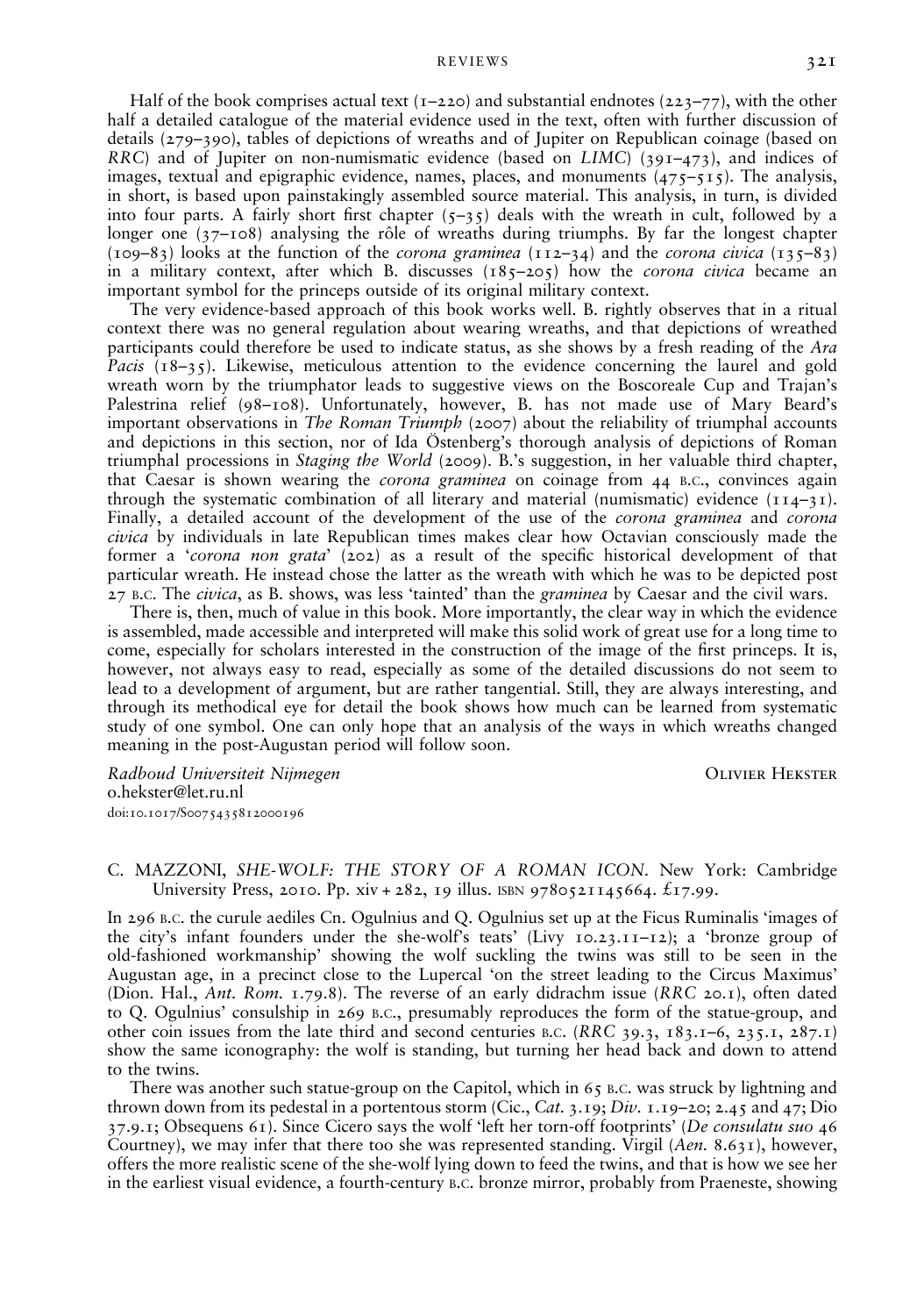Half of the book comprises actual text (1–220) and substantial endnotes (223–77), with the other half a detailed catalogue of the material evidence used in the text, often with further discussion of details (279–390), tables of depictions of wreaths and of Jupiter on Republican coinage (based on *RRC*) and of Jupiter on non-numismatic evidence (based on *LIMC*) (391–473), and indices of images, textual and epigraphic evidence, names, places, and monuments (475–515). The analysis, in short, is based upon painstakingly assembled source material. This analysis, in turn, is divided into four parts. A fairly short first chapter (5–35) deals with the wreath in cult, followed by a longer one (37–108) analysing the rôle of wreaths during triumphs. By far the longest chapter (109–83) looks at the function of the *corona graminea* (112–34) and the *corona civica* (135–83) in a military context, after which B. discusses (185–205) how the *corona civica* became an important symbol for the princeps outside of its original military context.

The very evidence-based approach of this book works well. B. rightly observes that in a ritual context there was no general regulation about wearing wreaths, and that depictions of wreathed participants could therefore be used to indicate status, as she shows by a fresh reading of the *Ara Pacis* (18–35). Likewise, meticulous attention to the evidence concerning the laurel and gold wreath worn by the triumphator leads to suggestive views on the Boscoreale Cup and Trajan's Palestrina relief (98–108). Unfortunately, however, B. has not made use of Mary Beard's important observations in *The Roman Triumph* (2007) about the reliability of triumphal accounts and depictions in this section, nor of Ida Östenberg's thorough analysis of depictions of Roman triumphal processions in *Staging the World* (2009). B.'s suggestion, in her valuable third chapter, that Caesar is shown wearing the *corona graminea* on coinage from 44 B.C., convinces again through the systematic combination of all literary and material (numismatic) evidence (114–31). Finally, a detailed account of the development of the use of the *corona graminea* and *corona civica* by individuals in late Republican times makes clear how Octavian consciously made the former a '*corona non grata*' (202) as a result of the specific historical development of that particular wreath. He instead chose the latter as the wreath with which he was to be depicted post 27 B.C. The *civica*, as B. shows, was less 'tainted' than the *graminea* by Caesar and the civil wars.

There is, then, much of value in this book. More importantly, the clear way in which the evidence is assembled, made accessible and interpreted will make this solid work of great use for a long time to come, especially for scholars interested in the construction of the image of the first princeps. It is, however, not always easy to read, especially as some of the detailed discussions do not seem to lead to a development of argument, but are rather tangential. Still, they are always interesting, and through its methodical eye for detail the book shows how much can be learned from systematic study of one symbol. One can only hope that an analysis of the ways in which wreaths changed meaning in the post-Augustan period will follow soon.

*Radboud Universiteit Nijmegen* — OLIVIER HEKSTER
o.hekster@let.ru.nl
doi:10.1017/S0075435812000196

C. MAZZONI, *SHE-WOLF: THE STORY OF A ROMAN ICON*. New York: Cambridge University Press, 2010. Pp. xiv + 282, 19 illus. ISBN 9780521145664. £17.99.

In 296 B.C. the curule aediles Cn. Ogulnius and Q. Ogulnius set up at the Ficus Ruminalis 'images of the city's infant founders under the she-wolf's teats' (Livy 10.23.11–12); a 'bronze group of old-fashioned workmanship' showing the wolf suckling the twins was still to be seen in the Augustan age, in a precinct close to the Lupercal 'on the street leading to the Circus Maximus' (Dion. Hal., *Ant. Rom.* 1.79.8). The reverse of an early didrachm issue (*RRC* 20.1), often dated to Q. Ogulnius' consulship in 269 B.C., presumably reproduces the form of the statue-group, and other coin issues from the late third and second centuries B.C. (*RRC* 39.3, 183.1–6, 235.1, 287.1) show the same iconography: the wolf is standing, but turning her head back and down to attend to the twins.

There was another such statue-group on the Capitol, which in 65 B.C. was struck by lightning and thrown down from its pedestal in a portentous storm (Cic., *Cat.* 3.19; *Div.* 1.19–20; 2.45 and 47; Dio 37.9.1; Obsequens 61). Since Cicero says the wolf 'left her torn-off footprints' (*De consulatu suo* 46 Courtney), we may infer that there too she was represented standing. Virgil (*Aen.* 8.631), however, offers the more realistic scene of the she-wolf lying down to feed the twins, and that is how we see her in the earliest visual evidence, a fourth-century B.C. bronze mirror, probably from Praeneste, showing